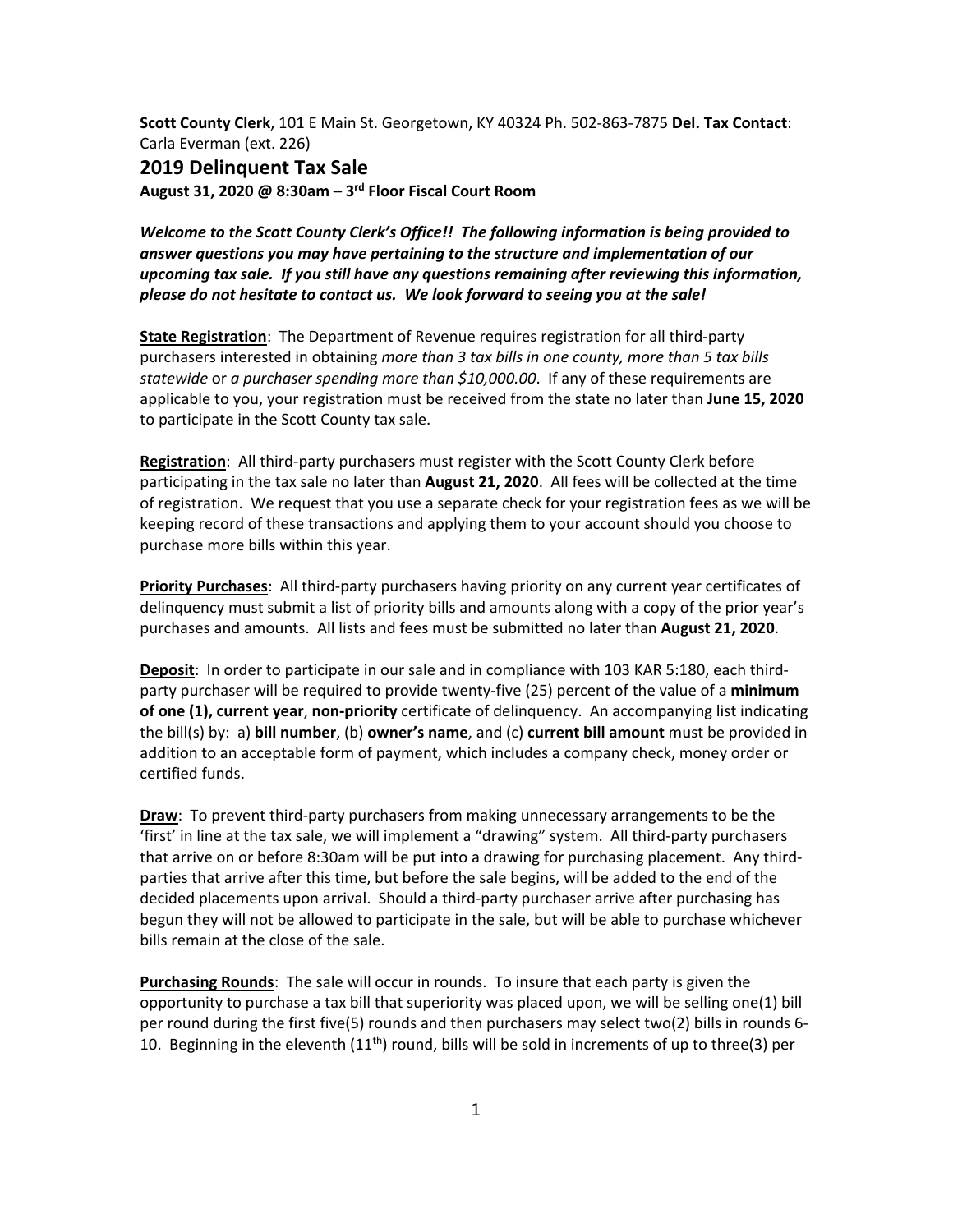**Scott County Clerk**, 101 E Main St. Georgetown, KY 40324 Ph. 502-863-7875 **Del. Tax Contact**: Carla Everman (ext. 226)

## 2019 Delinquent Tax Sale

**August 31, 2020 @ 8:30am – 3rd Floor Fiscal Court Room**

***Welcome to the Scott County Clerk's Office!! The following information is being provided to answer questions you may have pertaining to the structure and implementation of our upcoming tax sale. If you still have any questions remaining after reviewing this information, please do not hesitate to contact us. We look forward to seeing you at the sale!***

**State Registration**: The Department of Revenue requires registration for all third-party purchasers interested in obtaining *more than 3 tax bills in one county, more than 5 tax bills statewide* or *a purchaser spending more than $10,000.00*. If any of these requirements are applicable to you, your registration must be received from the state no later than **June 15, 2020** to participate in the Scott County tax sale.

**Registration**: All third-party purchasers must register with the Scott County Clerk before participating in the tax sale no later than **August 21, 2020**. All fees will be collected at the time of registration. We request that you use a separate check for your registration fees as we will be keeping record of these transactions and applying them to your account should you choose to purchase more bills within this year.

**Priority Purchases**: All third-party purchasers having priority on any current year certificates of delinquency must submit a list of priority bills and amounts along with a copy of the prior year's purchases and amounts. All lists and fees must be submitted no later than **August 21, 2020**.

**Deposit**: In order to participate in our sale and in compliance with 103 KAR 5:180, each third-party purchaser will be required to provide twenty-five (25) percent of the value of a **minimum of one (1), current year**, **non-priority** certificate of delinquency. An accompanying list indicating the bill(s) by: a) **bill number**, (b) **owner's name**, and (c) **current bill amount** must be provided in addition to an acceptable form of payment, which includes a company check, money order or certified funds.

**Draw**: To prevent third-party purchasers from making unnecessary arrangements to be the 'first' in line at the tax sale, we will implement a "drawing" system. All third-party purchasers that arrive on or before 8:30am will be put into a drawing for purchasing placement. Any third-parties that arrive after this time, but before the sale begins, will be added to the end of the decided placements upon arrival. Should a third-party purchaser arrive after purchasing has begun they will not be allowed to participate in the sale, but will be able to purchase whichever bills remain at the close of the sale.

**Purchasing Rounds**: The sale will occur in rounds. To insure that each party is given the opportunity to purchase a tax bill that superiority was placed upon, we will be selling one(1) bill per round during the first five(5) rounds and then purchasers may select two(2) bills in rounds 6-10. Beginning in the eleventh (11th) round, bills will be sold in increments of up to three(3) per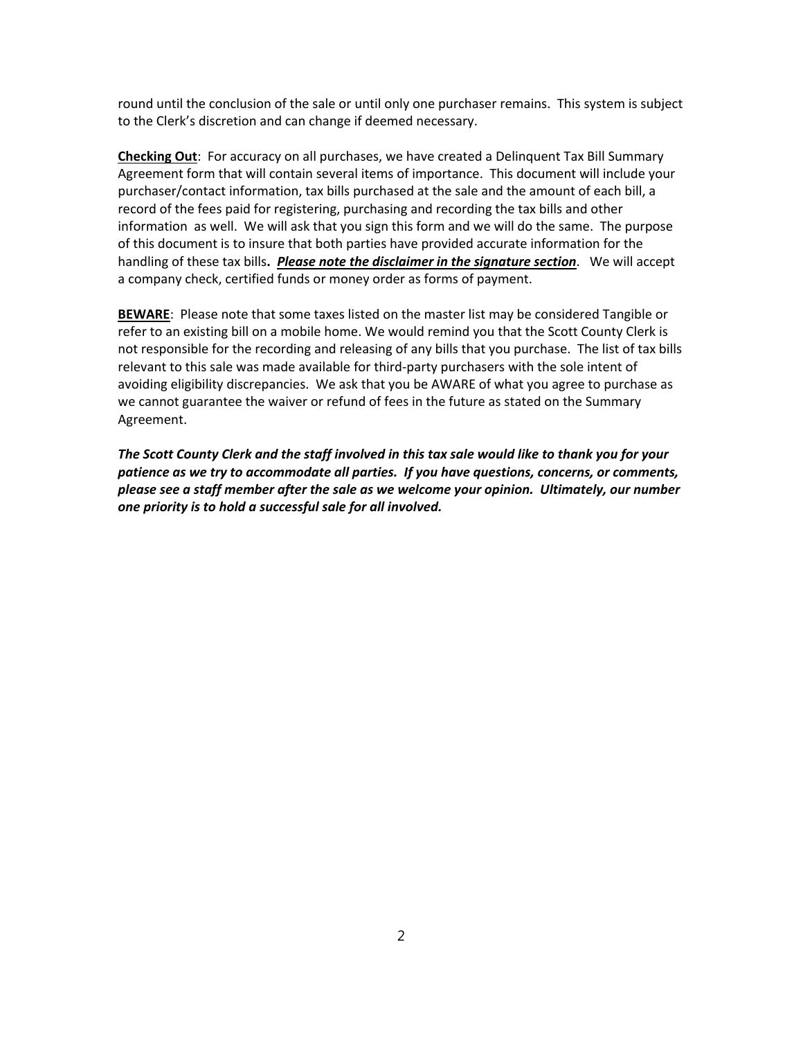round until the conclusion of the sale or until only one purchaser remains. This system is subject to the Clerk's discretion and can change if deemed necessary.

**Checking Out**: For accuracy on all purchases, we have created a Delinquent Tax Bill Summary Agreement form that will contain several items of importance. This document will include your purchaser/contact information, tax bills purchased at the sale and the amount of each bill, a record of the fees paid for registering, purchasing and recording the tax bills and other information as well. We will ask that you sign this form and we will do the same. The purpose of this document is to insure that both parties have provided accurate information for the handling of these tax bills**.** ***Please note the disclaimer in the signature section***. We will accept a company check, certified funds or money order as forms of payment.

**BEWARE**: Please note that some taxes listed on the master list may be considered Tangible or refer to an existing bill on a mobile home. We would remind you that the Scott County Clerk is not responsible for the recording and releasing of any bills that you purchase. The list of tax bills relevant to this sale was made available for third-party purchasers with the sole intent of avoiding eligibility discrepancies. We ask that you be AWARE of what you agree to purchase as we cannot guarantee the waiver or refund of fees in the future as stated on the Summary Agreement.

***The Scott County Clerk and the staff involved in this tax sale would like to thank you for your patience as we try to accommodate all parties. If you have questions, concerns, or comments, please see a staff member after the sale as we welcome your opinion. Ultimately, our number one priority is to hold a successful sale for all involved.***